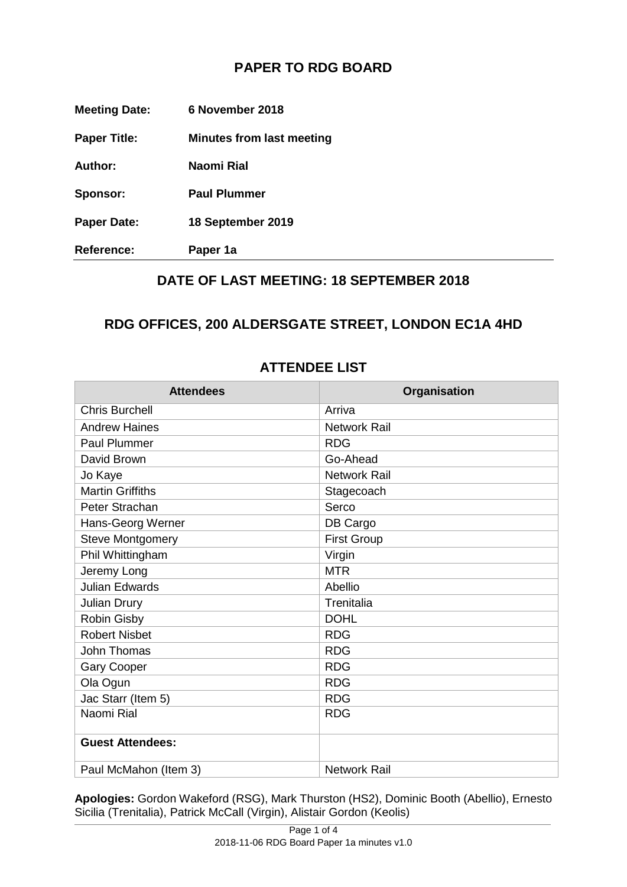# PAPER TO RDG BOARD

**Meeting Date:** 6 November 2018

**Paper Title:** Minutes from last meeting

**Author:** Naomi Rial

**Sponsor:** Paul Plummer

**Paper Date:** 18 September 2019

**Reference:** Paper 1a

## DATE OF LAST MEETING: 18 SEPTEMBER 2018

## RDG OFFICES, 200 ALDERSGATE STREET, LONDON EC1A 4HD

## ATTENDEE LIST

| Attendees | Organisation |
|---|---|
| Chris Burchell | Arriva |
| Andrew Haines | Network Rail |
| Paul Plummer | RDG |
| David Brown | Go-Ahead |
| Jo Kaye | Network Rail |
| Martin Griffiths | Stagecoach |
| Peter Strachan | Serco |
| Hans-Georg Werner | DB Cargo |
| Steve Montgomery | First Group |
| Phil Whittingham | Virgin |
| Jeremy Long | MTR |
| Julian Edwards | Abellio |
| Julian Drury | Trenitalia |
| Robin Gisby | DOHL |
| Robert Nisbet | RDG |
| John Thomas | RDG |
| Gary Cooper | RDG |
| Ola Ogun | RDG |
| Jac Starr (Item 5) | RDG |
| Naomi Rial | RDG |
| **Guest Attendees:** | |
| Paul McMahon (Item 3) | Network Rail |

**Apologies:** Gordon Wakeford (RSG), Mark Thurston (HS2), Dominic Booth (Abellio), Ernesto Sicilia (Trenitalia), Patrick McCall (Virgin), Alistair Gordon (Keolis)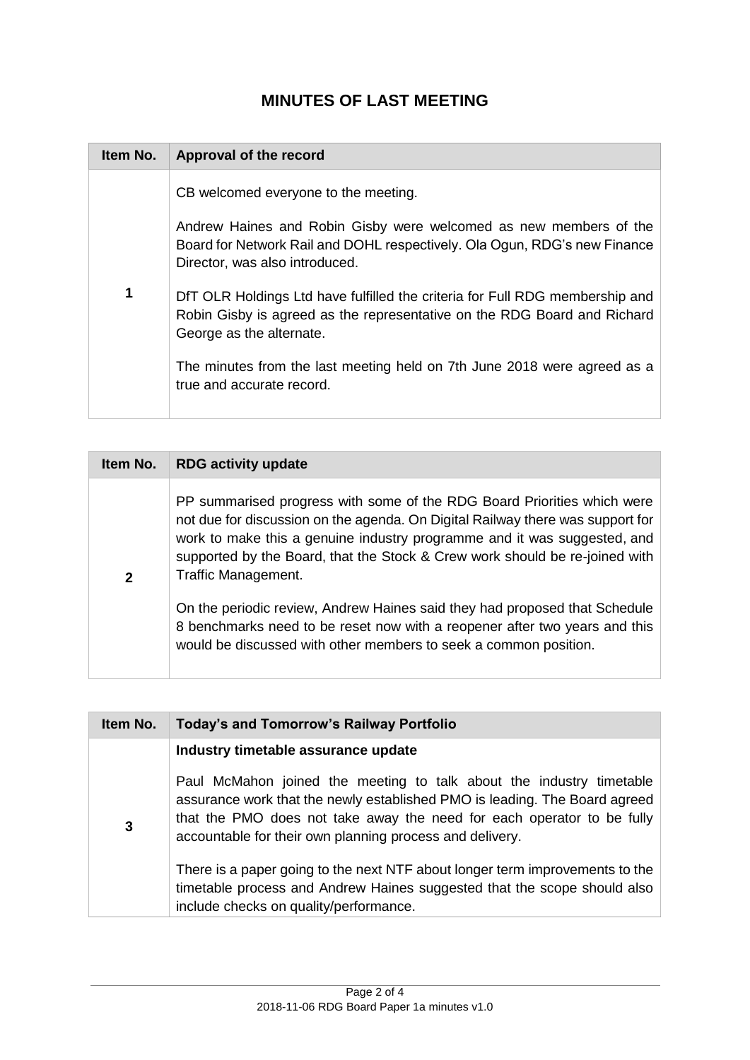# MINUTES OF LAST MEETING

| Item No. | Approval of the record |
|---|---|
| 1 | CB welcomed everyone to the meeting.<br><br>Andrew Haines and Robin Gisby were welcomed as new members of the Board for Network Rail and DOHL respectively. Ola Ogun, RDG's new Finance Director, was also introduced.<br><br>DfT OLR Holdings Ltd have fulfilled the criteria for Full RDG membership and Robin Gisby is agreed as the representative on the RDG Board and Richard George as the alternate.<br><br>The minutes from the last meeting held on 7th June 2018 were agreed as a true and accurate record. |

| Item No. | RDG activity update |
|---|---|
| 2 | PP summarised progress with some of the RDG Board Priorities which were not due for discussion on the agenda. On Digital Railway there was support for work to make this a genuine industry programme and it was suggested, and supported by the Board, that the Stock & Crew work should be re-joined with Traffic Management.<br><br>On the periodic review, Andrew Haines said they had proposed that Schedule 8 benchmarks need to be reset now with a reopener after two years and this would be discussed with other members to seek a common position. |

| Item No. | Today's and Tomorrow's Railway Portfolio |
|---|---|
| 3 | **Industry timetable assurance update**<br><br>Paul McMahon joined the meeting to talk about the industry timetable assurance work that the newly established PMO is leading. The Board agreed that the PMO does not take away the need for each operator to be fully accountable for their own planning process and delivery.<br><br>There is a paper going to the next NTF about longer term improvements to the timetable process and Andrew Haines suggested that the scope should also include checks on quality/performance. |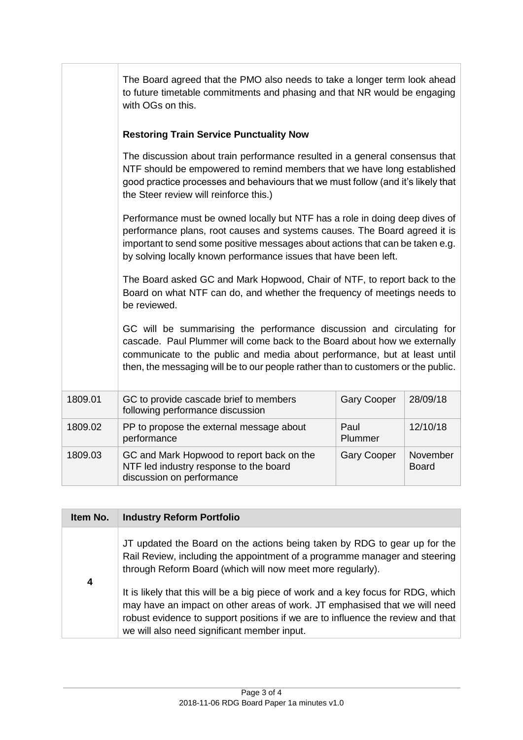|  | The Board agreed that the PMO also needs to take a longer term look ahead to future timetable commitments and phasing and that NR would be engaging with OGs on this.<br><br>**Restoring Train Service Punctuality Now**<br><br>The discussion about train performance resulted in a general consensus that NTF should be empowered to remind members that we have long established good practice processes and behaviours that we must follow (and it's likely that the Steer review will reinforce this.)<br><br>Performance must be owned locally but NTF has a role in doing deep dives of performance plans, root causes and systems causes. The Board agreed it is important to send some positive messages about actions that can be taken e.g. by solving locally known performance issues that have been left.<br><br>The Board asked GC and Mark Hopwood, Chair of NTF, to report back to the Board on what NTF can do, and whether the frequency of meetings needs to be reviewed.<br><br>GC will be summarising the performance discussion and circulating for cascade. Paul Plummer will come back to the Board about how we externally communicate to the public and media about performance, but at least until then, the messaging will be to our people rather than to customers or the public. | | |
|---|---|---|---|
| 1809.01 | GC to provide cascade brief to members following performance discussion | Gary Cooper | 28/09/18 |
| 1809.02 | PP to propose the external message about performance | Paul Plummer | 12/10/18 |
| 1809.03 | GC and Mark Hopwood to report back on the NTF led industry response to the board discussion on performance | Gary Cooper | November Board |

| Item No. | Industry Reform Portfolio |
|---|---|
| 4 | JT updated the Board on the actions being taken by RDG to gear up for the Rail Review, including the appointment of a programme manager and steering through Reform Board (which will now meet more regularly).<br><br>It is likely that this will be a big piece of work and a key focus for RDG, which may have an impact on other areas of work. JT emphasised that we will need robust evidence to support positions if we are to influence the review and that we will also need significant member input. |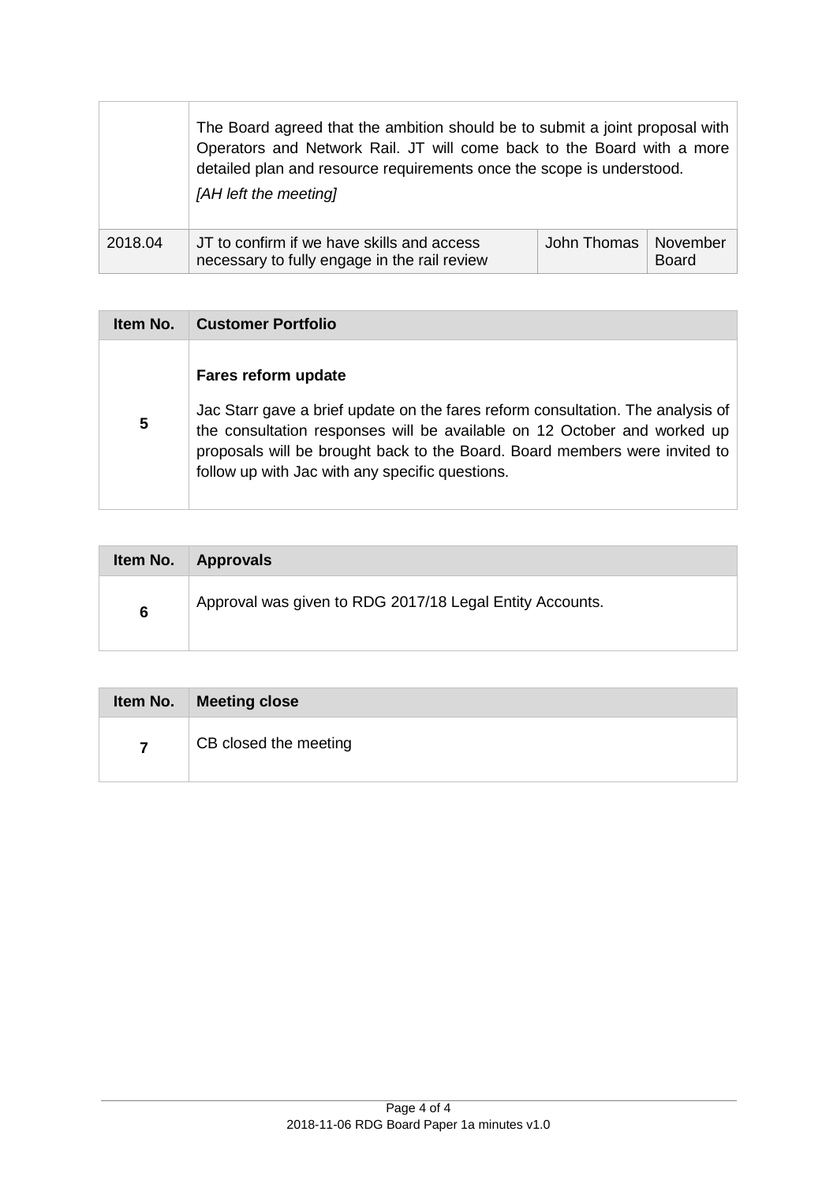| | | | |
|---|---|---|---|
| | The Board agreed that the ambition should be to submit a joint proposal with Operators and Network Rail. JT will come back to the Board with a more detailed plan and resource requirements once the scope is understood.<br>*[AH left the meeting]* | | |
| 2018.04 | JT to confirm if we have skills and access necessary to fully engage in the rail review | John Thomas | November Board |

| Item No. | Customer Portfolio |
|---|---|
| **5** | **Fares reform update**<br><br>Jac Starr gave a brief update on the fares reform consultation. The analysis of the consultation responses will be available on 12 October and worked up proposals will be brought back to the Board. Board members were invited to follow up with Jac with any specific questions. |

| Item No. | Approvals |
|---|---|
| **6** | Approval was given to RDG 2017/18 Legal Entity Accounts. |

| Item No. | Meeting close |
|---|---|
| **7** | CB closed the meeting |